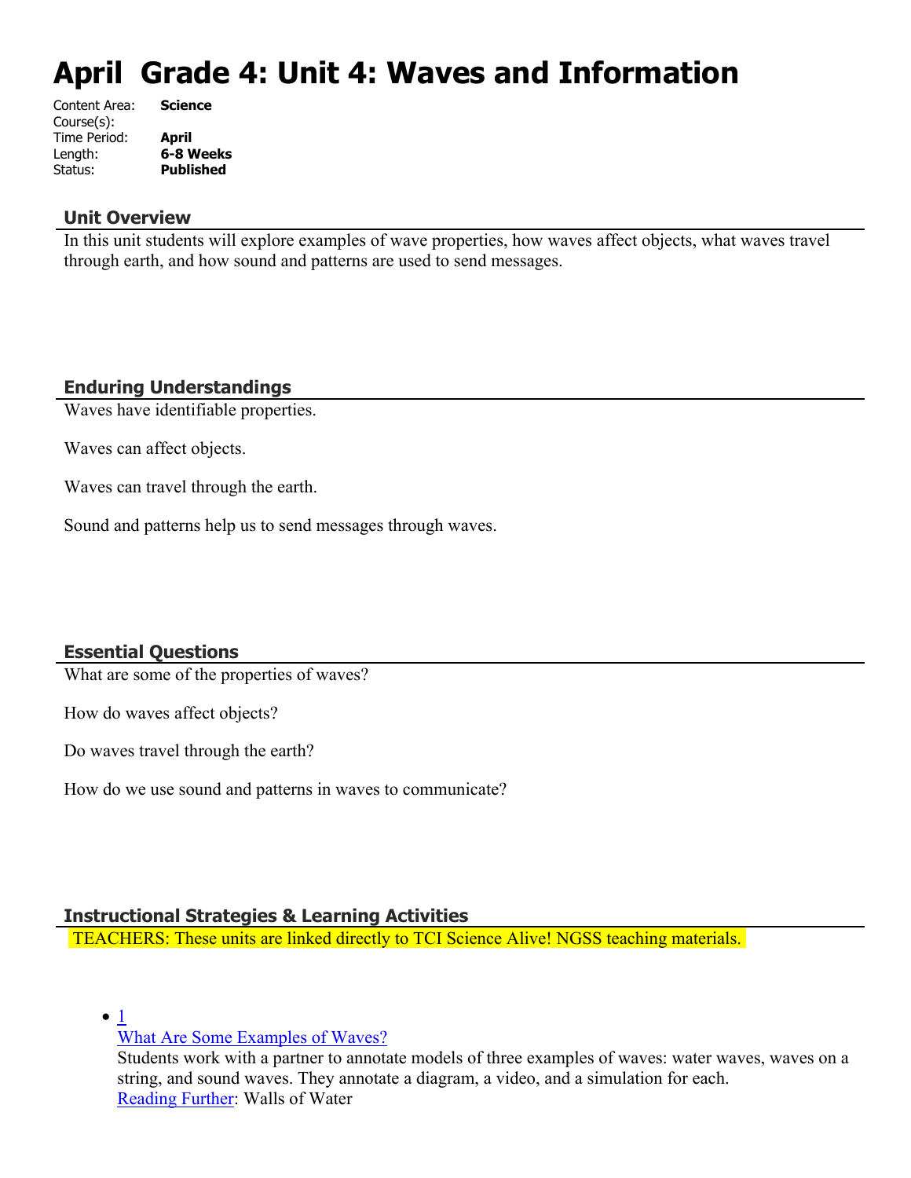# April Grade 4: Unit 4: Waves and Information

Content Area: **Science**
Course(s):
Time Period: **April**
Length: **6-8 Weeks**
Status: **Published**

## Unit Overview

In this unit students will explore examples of wave properties, how waves affect objects, what waves travel through earth, and how sound and patterns are used to send messages.

## Enduring Understandings

Waves have identifiable properties.

Waves can affect objects.

Waves can travel through the earth.

Sound and patterns help us to send messages through waves.

## Essential Questions

What are some of the properties of waves?

How do waves affect objects?

Do waves travel through the earth?

How do we use sound and patterns in waves to communicate?

## Instructional Strategies & Learning Activities

TEACHERS: These units are linked directly to TCI Science Alive! NGSS teaching materials.

- 1
  What Are Some Examples of Waves?
  Students work with a partner to annotate models of three examples of waves: water waves, waves on a string, and sound waves. They annotate a diagram, a video, and a simulation for each.
  Reading Further: Walls of Water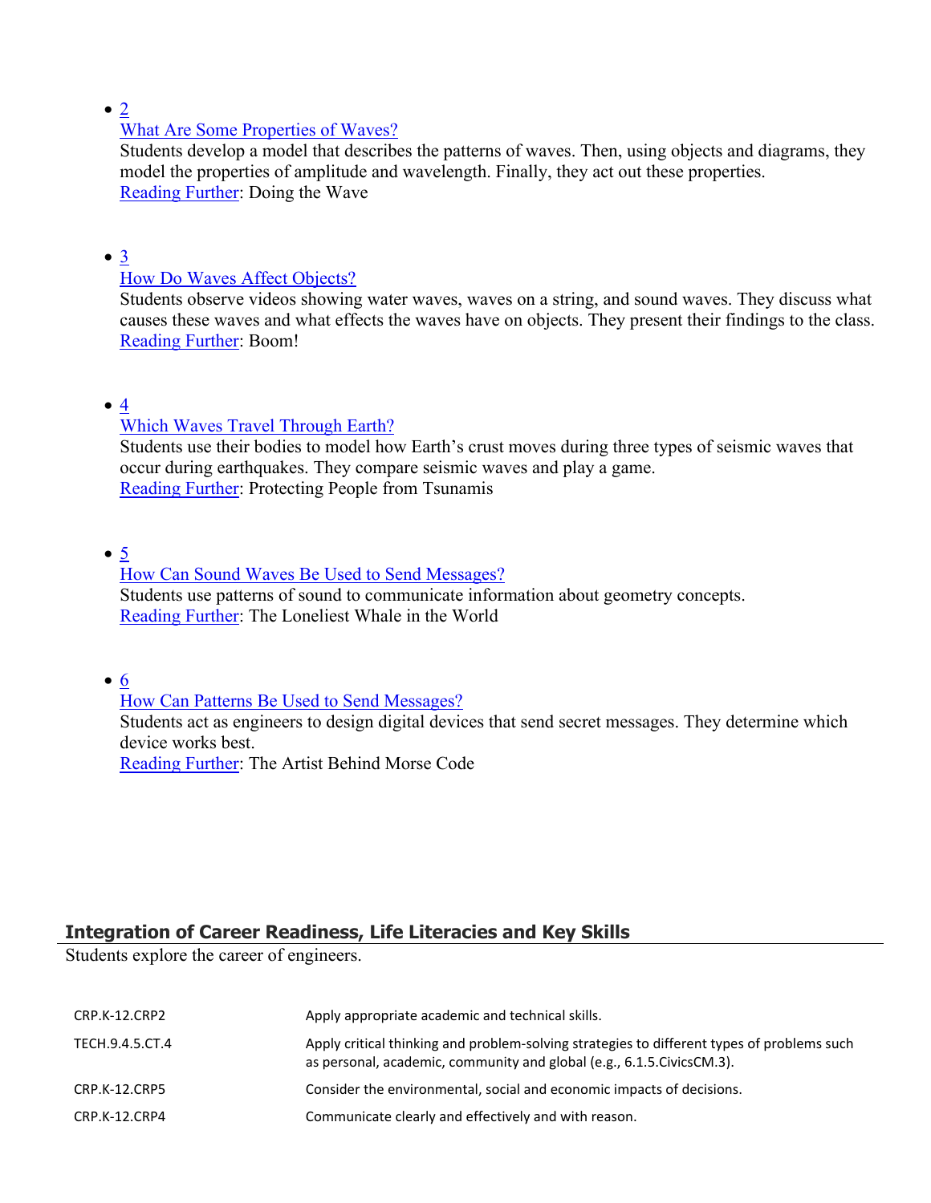- 2
  What Are Some Properties of Waves?
  Students develop a model that describes the patterns of waves. Then, using objects and diagrams, they model the properties of amplitude and wavelength. Finally, they act out these properties.
  Reading Further: Doing the Wave

- 3
  How Do Waves Affect Objects?
  Students observe videos showing water waves, waves on a string, and sound waves. They discuss what causes these waves and what effects the waves have on objects. They present their findings to the class.
  Reading Further: Boom!

- 4
  Which Waves Travel Through Earth?
  Students use their bodies to model how Earth's crust moves during three types of seismic waves that occur during earthquakes. They compare seismic waves and play a game.
  Reading Further: Protecting People from Tsunamis

- 5
  How Can Sound Waves Be Used to Send Messages?
  Students use patterns of sound to communicate information about geometry concepts.
  Reading Further: The Loneliest Whale in the World

- 6
  How Can Patterns Be Used to Send Messages?
  Students act as engineers to design digital devices that send secret messages. They determine which device works best.
  Reading Further: The Artist Behind Morse Code

## Integration of Career Readiness, Life Literacies and Key Skills

Students explore the career of engineers.

| | |
|---|---|
| CRP.K-12.CRP2 | Apply appropriate academic and technical skills. |
| TECH.9.4.5.CT.4 | Apply critical thinking and problem-solving strategies to different types of problems such as personal, academic, community and global (e.g., 6.1.5.CivicsCM.3). |
| CRP.K-12.CRP5 | Consider the environmental, social and economic impacts of decisions. |
| CRP.K-12.CRP4 | Communicate clearly and effectively and with reason. |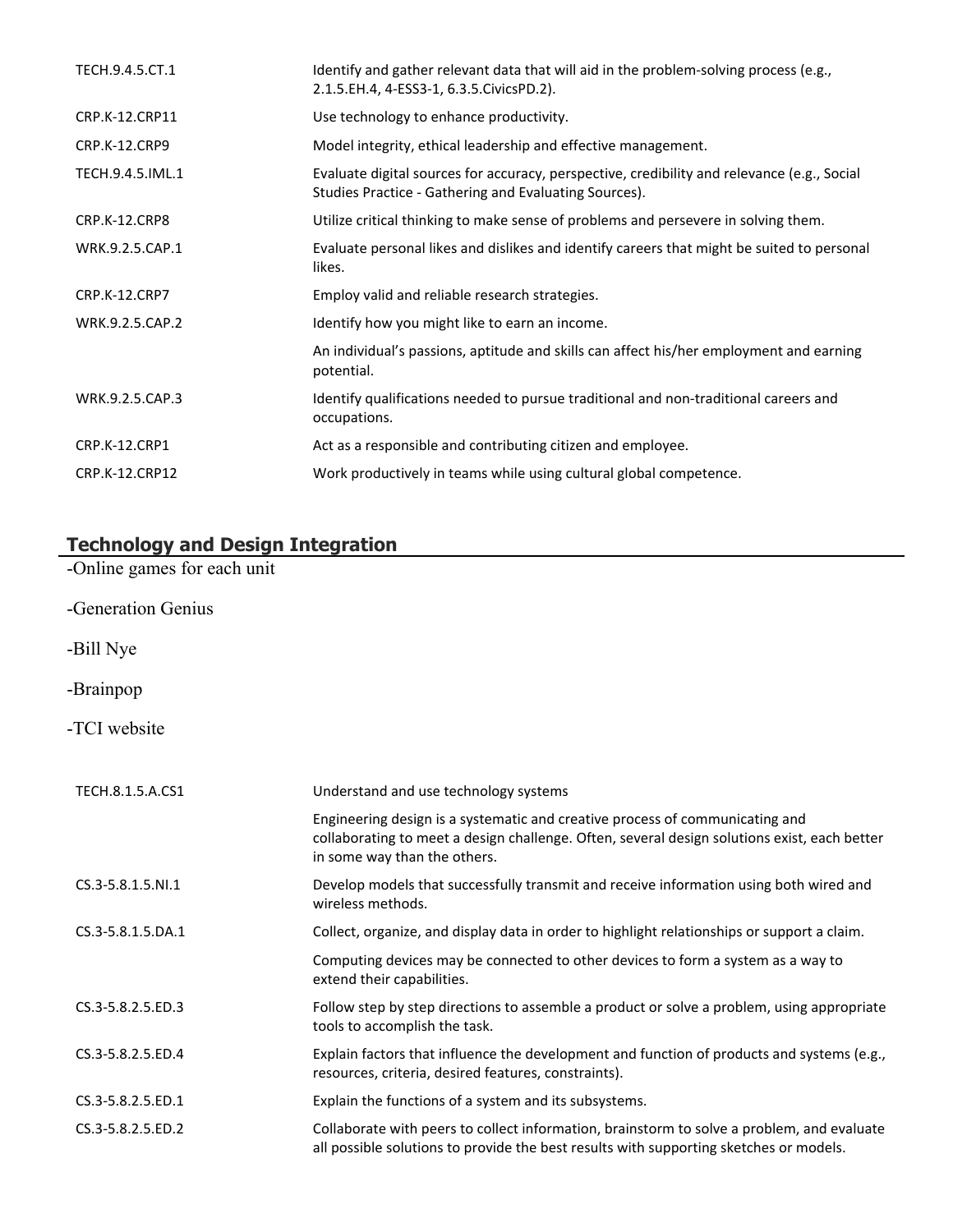| | |
|---|---|
| TECH.9.4.5.CT.1 | Identify and gather relevant data that will aid in the problem-solving process (e.g., 2.1.5.EH.4, 4-ESS3-1, 6.3.5.CivicsPD.2). |
| CRP.K-12.CRP11 | Use technology to enhance productivity. |
| CRP.K-12.CRP9 | Model integrity, ethical leadership and effective management. |
| TECH.9.4.5.IML.1 | Evaluate digital sources for accuracy, perspective, credibility and relevance (e.g., Social Studies Practice - Gathering and Evaluating Sources). |
| CRP.K-12.CRP8 | Utilize critical thinking to make sense of problems and persevere in solving them. |
| WRK.9.2.5.CAP.1 | Evaluate personal likes and dislikes and identify careers that might be suited to personal likes. |
| CRP.K-12.CRP7 | Employ valid and reliable research strategies. |
| WRK.9.2.5.CAP.2 | Identify how you might like to earn an income. |
| | An individual's passions, aptitude and skills can affect his/her employment and earning potential. |
| WRK.9.2.5.CAP.3 | Identify qualifications needed to pursue traditional and non-traditional careers and occupations. |
| CRP.K-12.CRP1 | Act as a responsible and contributing citizen and employee. |
| CRP.K-12.CRP12 | Work productively in teams while using cultural global competence. |

## Technology and Design Integration

-Online games for each unit

-Generation Genius

-Bill Nye

-Brainpop

-TCI website

| | |
|---|---|
| TECH.8.1.5.A.CS1 | Understand and use technology systems |
| | Engineering design is a systematic and creative process of communicating and collaborating to meet a design challenge. Often, several design solutions exist, each better in some way than the others. |
| CS.3-5.8.1.5.NI.1 | Develop models that successfully transmit and receive information using both wired and wireless methods. |
| CS.3-5.8.1.5.DA.1 | Collect, organize, and display data in order to highlight relationships or support a claim. |
| | Computing devices may be connected to other devices to form a system as a way to extend their capabilities. |
| CS.3-5.8.2.5.ED.3 | Follow step by step directions to assemble a product or solve a problem, using appropriate tools to accomplish the task. |
| CS.3-5.8.2.5.ED.4 | Explain factors that influence the development and function of products and systems (e.g., resources, criteria, desired features, constraints). |
| CS.3-5.8.2.5.ED.1 | Explain the functions of a system and its subsystems. |
| CS.3-5.8.2.5.ED.2 | Collaborate with peers to collect information, brainstorm to solve a problem, and evaluate all possible solutions to provide the best results with supporting sketches or models. |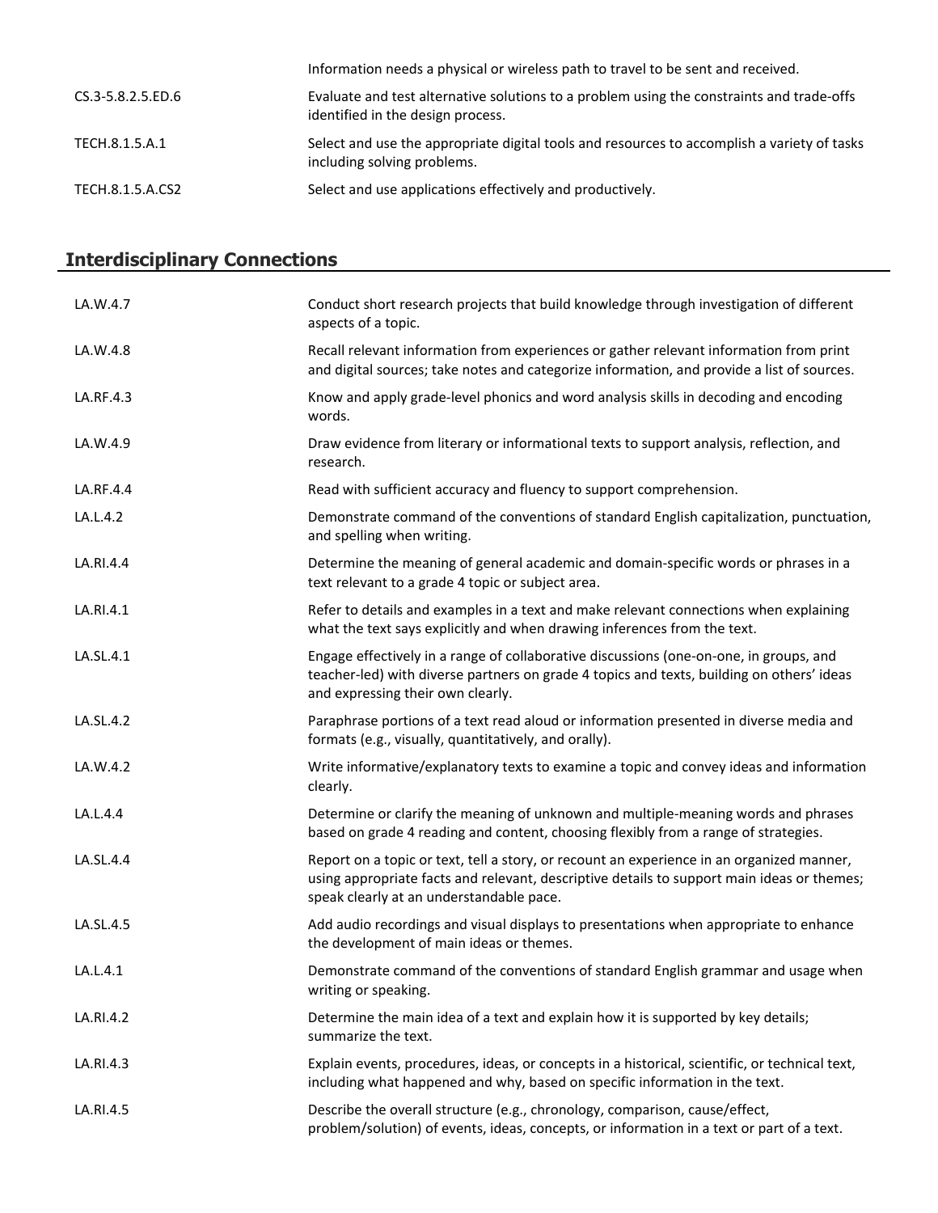| | |
|---|---|
| | Information needs a physical or wireless path to travel to be sent and received. |
| CS.3-5.8.2.5.ED.6 | Evaluate and test alternative solutions to a problem using the constraints and trade-offs identified in the design process. |
| TECH.8.1.5.A.1 | Select and use the appropriate digital tools and resources to accomplish a variety of tasks including solving problems. |
| TECH.8.1.5.A.CS2 | Select and use applications effectively and productively. |

## Interdisciplinary Connections

| | |
|---|---|
| LA.W.4.7 | Conduct short research projects that build knowledge through investigation of different aspects of a topic. |
| LA.W.4.8 | Recall relevant information from experiences or gather relevant information from print and digital sources; take notes and categorize information, and provide a list of sources. |
| LA.RF.4.3 | Know and apply grade-level phonics and word analysis skills in decoding and encoding words. |
| LA.W.4.9 | Draw evidence from literary or informational texts to support analysis, reflection, and research. |
| LA.RF.4.4 | Read with sufficient accuracy and fluency to support comprehension. |
| LA.L.4.2 | Demonstrate command of the conventions of standard English capitalization, punctuation, and spelling when writing. |
| LA.RI.4.4 | Determine the meaning of general academic and domain-specific words or phrases in a text relevant to a grade 4 topic or subject area. |
| LA.RI.4.1 | Refer to details and examples in a text and make relevant connections when explaining what the text says explicitly and when drawing inferences from the text. |
| LA.SL.4.1 | Engage effectively in a range of collaborative discussions (one-on-one, in groups, and teacher-led) with diverse partners on grade 4 topics and texts, building on others' ideas and expressing their own clearly. |
| LA.SL.4.2 | Paraphrase portions of a text read aloud or information presented in diverse media and formats (e.g., visually, quantitatively, and orally). |
| LA.W.4.2 | Write informative/explanatory texts to examine a topic and convey ideas and information clearly. |
| LA.L.4.4 | Determine or clarify the meaning of unknown and multiple-meaning words and phrases based on grade 4 reading and content, choosing flexibly from a range of strategies. |
| LA.SL.4.4 | Report on a topic or text, tell a story, or recount an experience in an organized manner, using appropriate facts and relevant, descriptive details to support main ideas or themes; speak clearly at an understandable pace. |
| LA.SL.4.5 | Add audio recordings and visual displays to presentations when appropriate to enhance the development of main ideas or themes. |
| LA.L.4.1 | Demonstrate command of the conventions of standard English grammar and usage when writing or speaking. |
| LA.RI.4.2 | Determine the main idea of a text and explain how it is supported by key details; summarize the text. |
| LA.RI.4.3 | Explain events, procedures, ideas, or concepts in a historical, scientific, or technical text, including what happened and why, based on specific information in the text. |
| LA.RI.4.5 | Describe the overall structure (e.g., chronology, comparison, cause/effect, problem/solution) of events, ideas, concepts, or information in a text or part of a text. |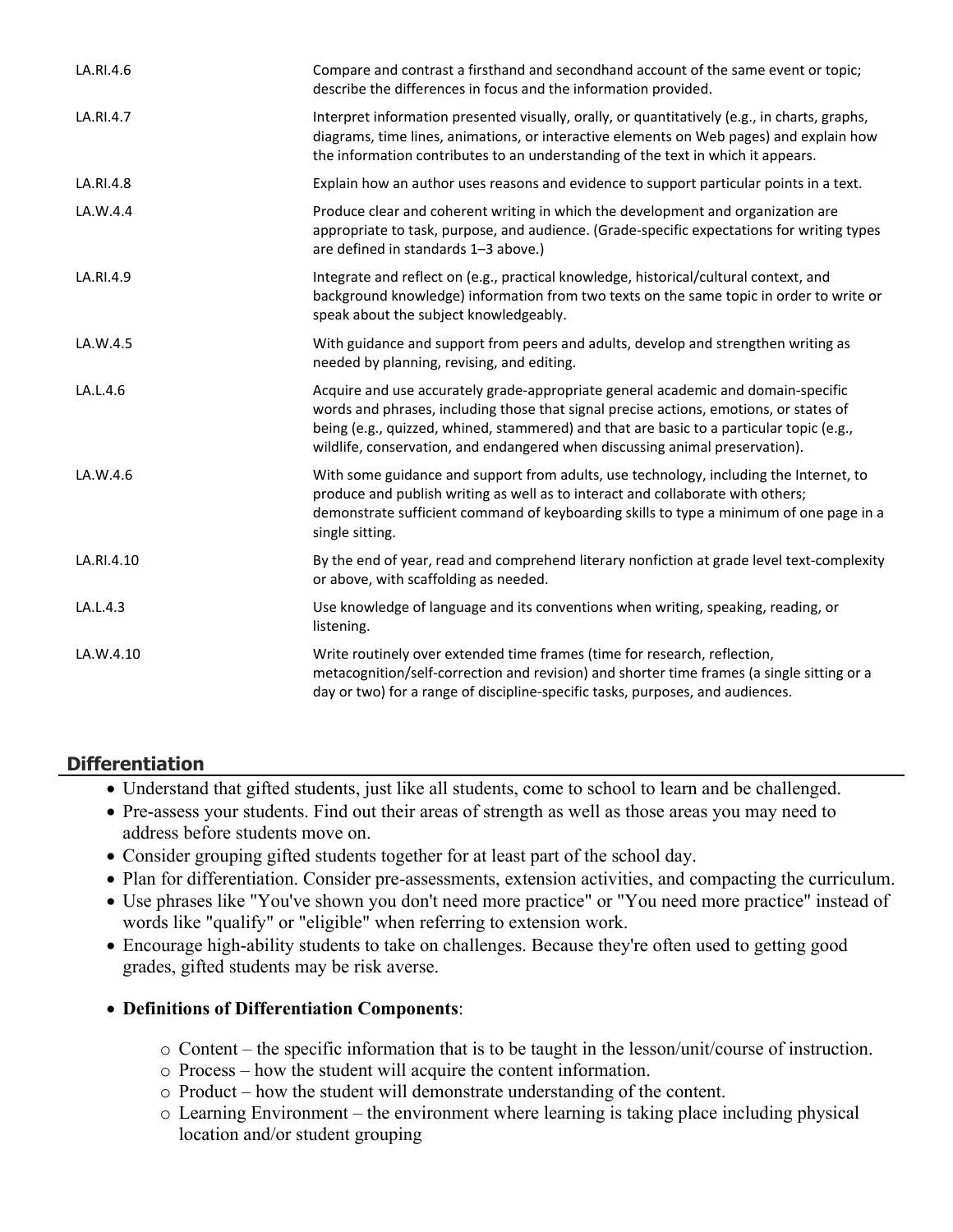| | |
|---|---|
| LA.RI.4.6 | Compare and contrast a firsthand and secondhand account of the same event or topic; describe the differences in focus and the information provided. |
| LA.RI.4.7 | Interpret information presented visually, orally, or quantitatively (e.g., in charts, graphs, diagrams, time lines, animations, or interactive elements on Web pages) and explain how the information contributes to an understanding of the text in which it appears. |
| LA.RI.4.8 | Explain how an author uses reasons and evidence to support particular points in a text. |
| LA.W.4.4 | Produce clear and coherent writing in which the development and organization are appropriate to task, purpose, and audience. (Grade-specific expectations for writing types are defined in standards 1–3 above.) |
| LA.RI.4.9 | Integrate and reflect on (e.g., practical knowledge, historical/cultural context, and background knowledge) information from two texts on the same topic in order to write or speak about the subject knowledgeably. |
| LA.W.4.5 | With guidance and support from peers and adults, develop and strengthen writing as needed by planning, revising, and editing. |
| LA.L.4.6 | Acquire and use accurately grade-appropriate general academic and domain-specific words and phrases, including those that signal precise actions, emotions, or states of being (e.g., quizzed, whined, stammered) and that are basic to a particular topic (e.g., wildlife, conservation, and endangered when discussing animal preservation). |
| LA.W.4.6 | With some guidance and support from adults, use technology, including the Internet, to produce and publish writing as well as to interact and collaborate with others; demonstrate sufficient command of keyboarding skills to type a minimum of one page in a single sitting. |
| LA.RI.4.10 | By the end of year, read and comprehend literary nonfiction at grade level text-complexity or above, with scaffolding as needed. |
| LA.L.4.3 | Use knowledge of language and its conventions when writing, speaking, reading, or listening. |
| LA.W.4.10 | Write routinely over extended time frames (time for research, reflection, metacognition/self-correction and revision) and shorter time frames (a single sitting or a day or two) for a range of discipline-specific tasks, purposes, and audiences. |

## Differentiation

- Understand that gifted students, just like all students, come to school to learn and be challenged.
- Pre-assess your students. Find out their areas of strength as well as those areas you may need to address before students move on.
- Consider grouping gifted students together for at least part of the school day.
- Plan for differentiation. Consider pre-assessments, extension activities, and compacting the curriculum.
- Use phrases like "You've shown you don't need more practice" or "You need more practice" instead of words like "qualify" or "eligible" when referring to extension work.
- Encourage high-ability students to take on challenges. Because they're often used to getting good grades, gifted students may be risk averse.
- **Definitions of Differentiation Components**:
  - Content – the specific information that is to be taught in the lesson/unit/course of instruction.
  - Process – how the student will acquire the content information.
  - Product – how the student will demonstrate understanding of the content.
  - Learning Environment – the environment where learning is taking place including physical location and/or student grouping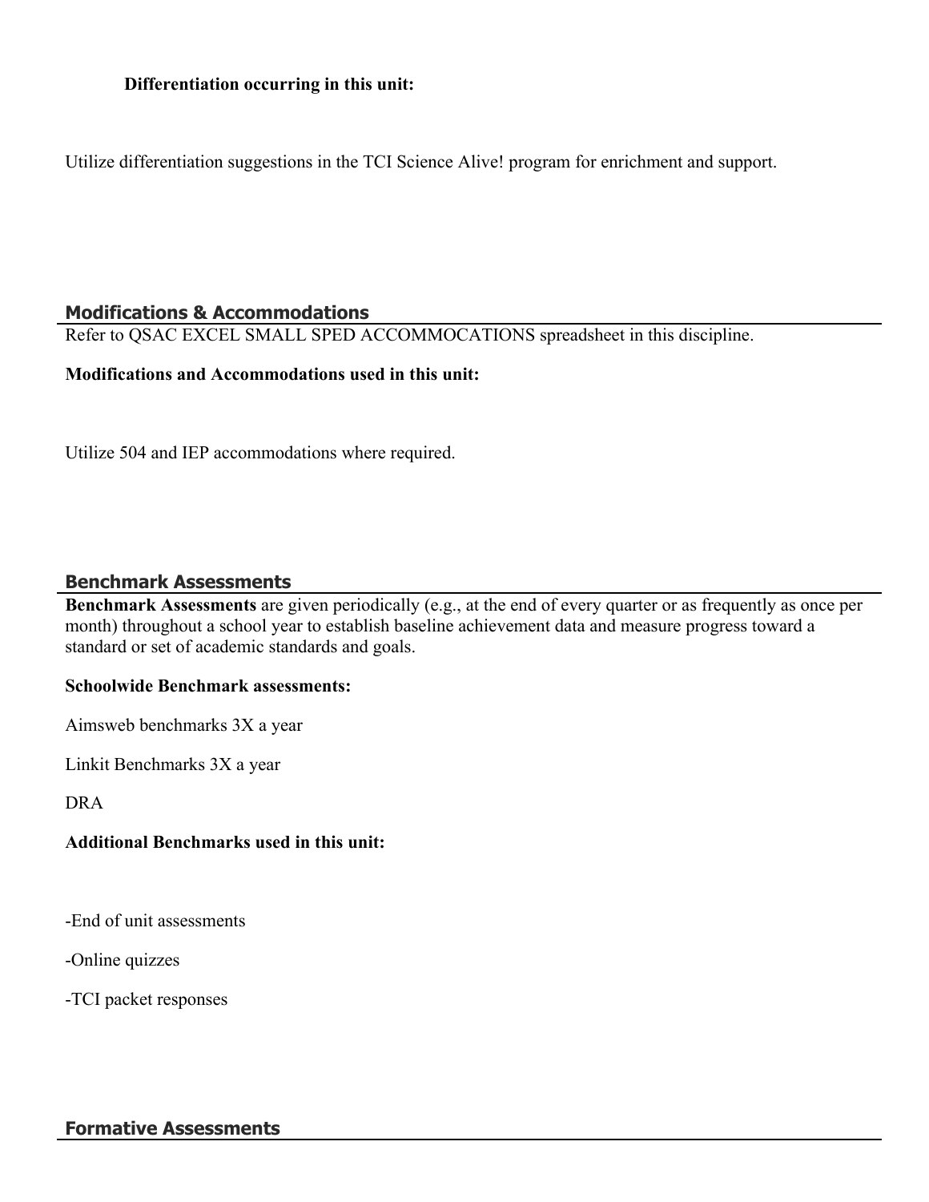**Differentiation occurring in this unit:**

Utilize differentiation suggestions in the TCI Science Alive! program for enrichment and support.

## Modifications & Accommodations

Refer to QSAC EXCEL SMALL SPED ACCOMMOCATIONS spreadsheet in this discipline.

**Modifications and Accommodations used in this unit:**

Utilize 504 and IEP accommodations where required.

## Benchmark Assessments

**Benchmark Assessments** are given periodically (e.g., at the end of every quarter or as frequently as once per month) throughout a school year to establish baseline achievement data and measure progress toward a standard or set of academic standards and goals.

**Schoolwide Benchmark assessments:**

Aimsweb benchmarks 3X a year

Linkit Benchmarks 3X a year

DRA

**Additional Benchmarks used in this unit:**

-End of unit assessments

-Online quizzes

-TCI packet responses

## Formative Assessments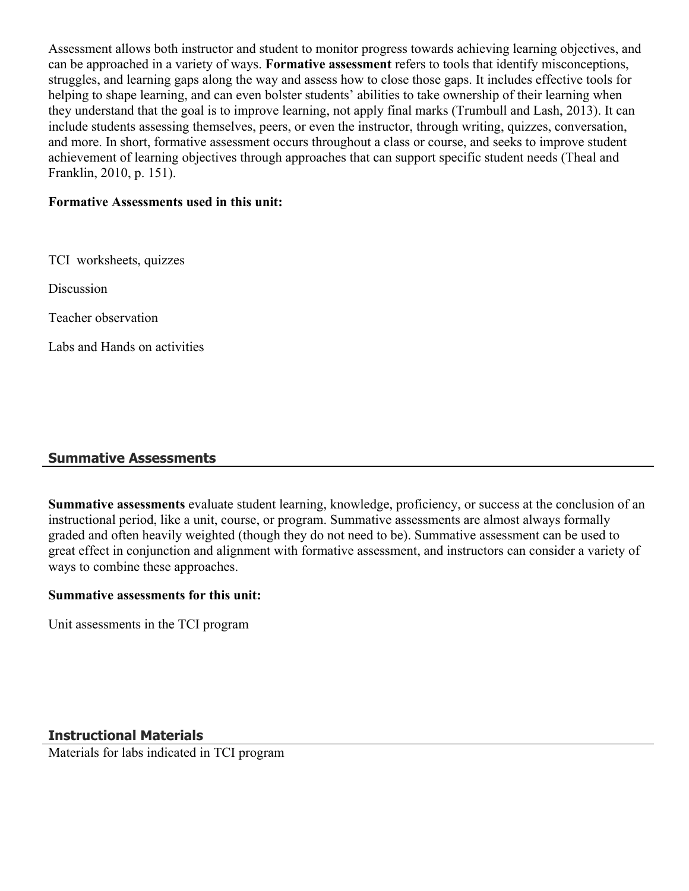Assessment allows both instructor and student to monitor progress towards achieving learning objectives, and can be approached in a variety of ways. **Formative assessment** refers to tools that identify misconceptions, struggles, and learning gaps along the way and assess how to close those gaps. It includes effective tools for helping to shape learning, and can even bolster students' abilities to take ownership of their learning when they understand that the goal is to improve learning, not apply final marks (Trumbull and Lash, 2013). It can include students assessing themselves, peers, or even the instructor, through writing, quizzes, conversation, and more. In short, formative assessment occurs throughout a class or course, and seeks to improve student achievement of learning objectives through approaches that can support specific student needs (Theal and Franklin, 2010, p. 151).

**Formative Assessments used in this unit:**

TCI worksheets, quizzes

Discussion

Teacher observation

Labs and Hands on activities

## Summative Assessments

**Summative assessments** evaluate student learning, knowledge, proficiency, or success at the conclusion of an instructional period, like a unit, course, or program. Summative assessments are almost always formally graded and often heavily weighted (though they do not need to be). Summative assessment can be used to great effect in conjunction and alignment with formative assessment, and instructors can consider a variety of ways to combine these approaches.

**Summative assessments for this unit:**

Unit assessments in the TCI program

## Instructional Materials

Materials for labs indicated in TCI program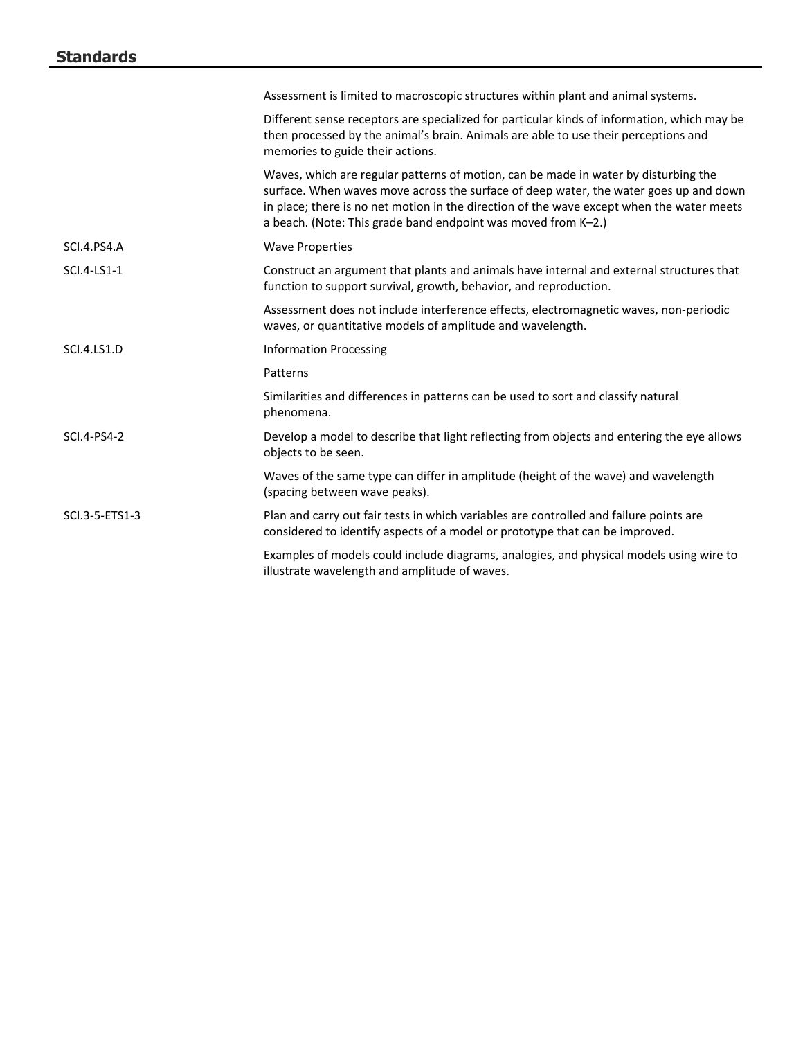## Standards

| | |
|---|---|
| | Assessment is limited to macroscopic structures within plant and animal systems. |
| | Different sense receptors are specialized for particular kinds of information, which may be then processed by the animal's brain. Animals are able to use their perceptions and memories to guide their actions. |
| | Waves, which are regular patterns of motion, can be made in water by disturbing the surface. When waves move across the surface of deep water, the water goes up and down in place; there is no net motion in the direction of the wave except when the water meets a beach. (Note: This grade band endpoint was moved from K–2.) |
| SCI.4.PS4.A | Wave Properties |
| SCI.4-LS1-1 | Construct an argument that plants and animals have internal and external structures that function to support survival, growth, behavior, and reproduction. |
| | Assessment does not include interference effects, electromagnetic waves, non-periodic waves, or quantitative models of amplitude and wavelength. |
| SCI.4.LS1.D | Information Processing |
| | Patterns |
| | Similarities and differences in patterns can be used to sort and classify natural phenomena. |
| SCI.4-PS4-2 | Develop a model to describe that light reflecting from objects and entering the eye allows objects to be seen. |
| | Waves of the same type can differ in amplitude (height of the wave) and wavelength (spacing between wave peaks). |
| SCI.3-5-ETS1-3 | Plan and carry out fair tests in which variables are controlled and failure points are considered to identify aspects of a model or prototype that can be improved. |
| | Examples of models could include diagrams, analogies, and physical models using wire to illustrate wavelength and amplitude of waves. |